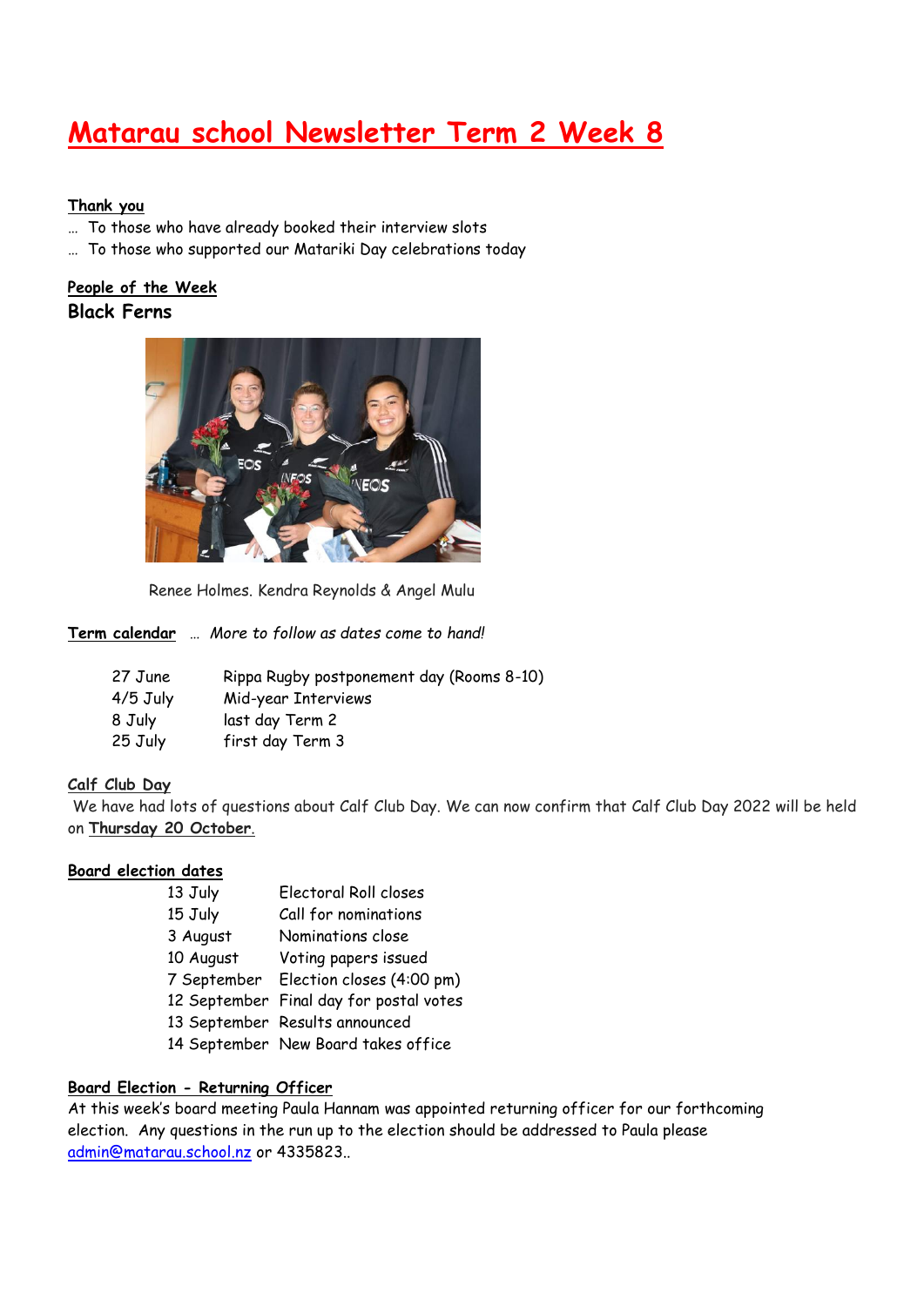# Matarau school Newsletter Term 2 Week 8

**Thank you**

… To those who have already booked their interview slots

… To those who supported our Matariki Day celebrations today

**People of the Week**

## Black Ferns

Renee Holmes. Kendra Reynolds & Angel Mulu

**Term calendar** … *More to follow as dates come to hand!*

| | |
|---|---|
| 27 June | Rippa Rugby postponement day (Rooms 8-10) |
| 4/5 July | Mid-year Interviews |
| 8 July | last day Term 2 |
| 25 July | first day Term 3 |

**Calf Club Day**

We have had lots of questions about Calf Club Day. We can now confirm that Calf Club Day 2022 will be held on **Thursday 20 October**.

**Board election dates**

| | |
|---|---|
| 13 July | Electoral Roll closes |
| 15 July | Call for nominations |
| 3 August | Nominations close |
| 10 August | Voting papers issued |
| 7 September | Election closes (4:00 pm) |
| 12 September | Final day for postal votes |
| 13 September | Results announced |
| 14 September | New Board takes office |

**Board Election - Returning Officer**

At this week's board meeting Paula Hannam was appointed returning officer for our forthcoming election. Any questions in the run up to the election should be addressed to Paula please admin@matarau.school.nz or 4335823..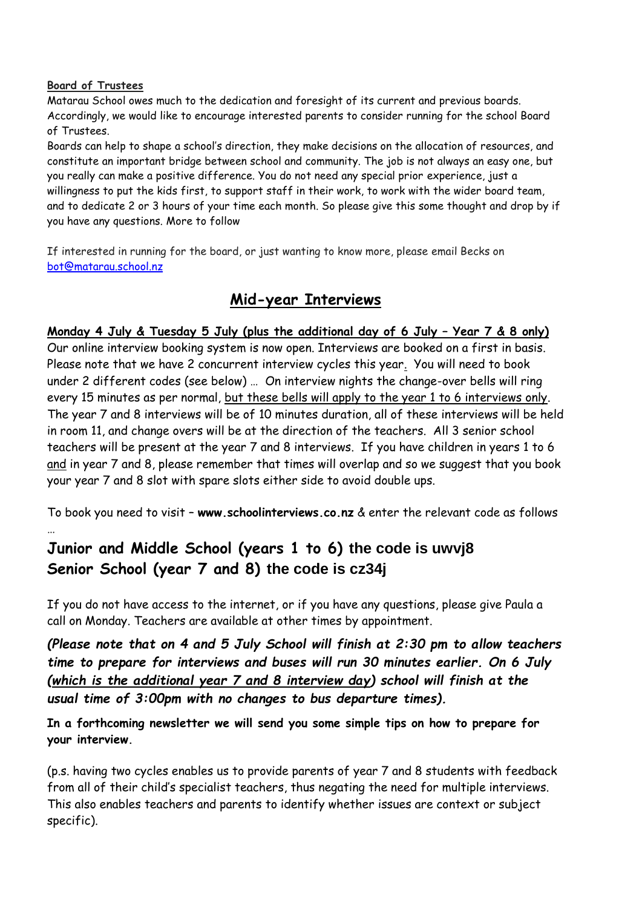**Board of Trustees**

Matarau School owes much to the dedication and foresight of its current and previous boards. Accordingly, we would like to encourage interested parents to consider running for the school Board of Trustees.

Boards can help to shape a school's direction, they make decisions on the allocation of resources, and constitute an important bridge between school and community. The job is not always an easy one, but you really can make a positive difference. You do not need any special prior experience, just a willingness to put the kids first, to support staff in their work, to work with the wider board team, and to dedicate 2 or 3 hours of your time each month. So please give this some thought and drop by if you have any questions. More to follow

If interested in running for the board, or just wanting to know more, please email Becks on bot@matarau.school.nz

## Mid-year Interviews

**Monday 4 July & Tuesday 5 July (plus the additional day of 6 July – Year 7 & 8 only)**

Our online interview booking system is now open. Interviews are booked on a first in basis. Please note that we have 2 concurrent interview cycles this year. You will need to book under 2 different codes (see below) … On interview nights the change-over bells will ring every 15 minutes as per normal, but these bells will apply to the year 1 to 6 interviews only. The year 7 and 8 interviews will be of 10 minutes duration, all of these interviews will be held in room 11, and change overs will be at the direction of the teachers. All 3 senior school teachers will be present at the year 7 and 8 interviews. If you have children in years 1 to 6 and in year 7 and 8, please remember that times will overlap and so we suggest that you book your year 7 and 8 slot with spare slots either side to avoid double ups.

To book you need to visit – **www.schoolinterviews.co.nz** & enter the relevant code as follows …

**Junior and Middle School (years 1 to 6) the code is uwvj8**
**Senior School (year 7 and 8) the code is cz34j**

If you do not have access to the internet, or if you have any questions, please give Paula a call on Monday. Teachers are available at other times by appointment.

***(Please note that on 4 and 5 July School will finish at 2:30 pm to allow teachers time to prepare for interviews and buses will run 30 minutes earlier. On 6 July (which is the additional year 7 and 8 interview day) school will finish at the usual time of 3:00pm with no changes to bus departure times).***

**In a forthcoming newsletter we will send you some simple tips on how to prepare for your interview.**

(p.s. having two cycles enables us to provide parents of year 7 and 8 students with feedback from all of their child's specialist teachers, thus negating the need for multiple interviews. This also enables teachers and parents to identify whether issues are context or subject specific).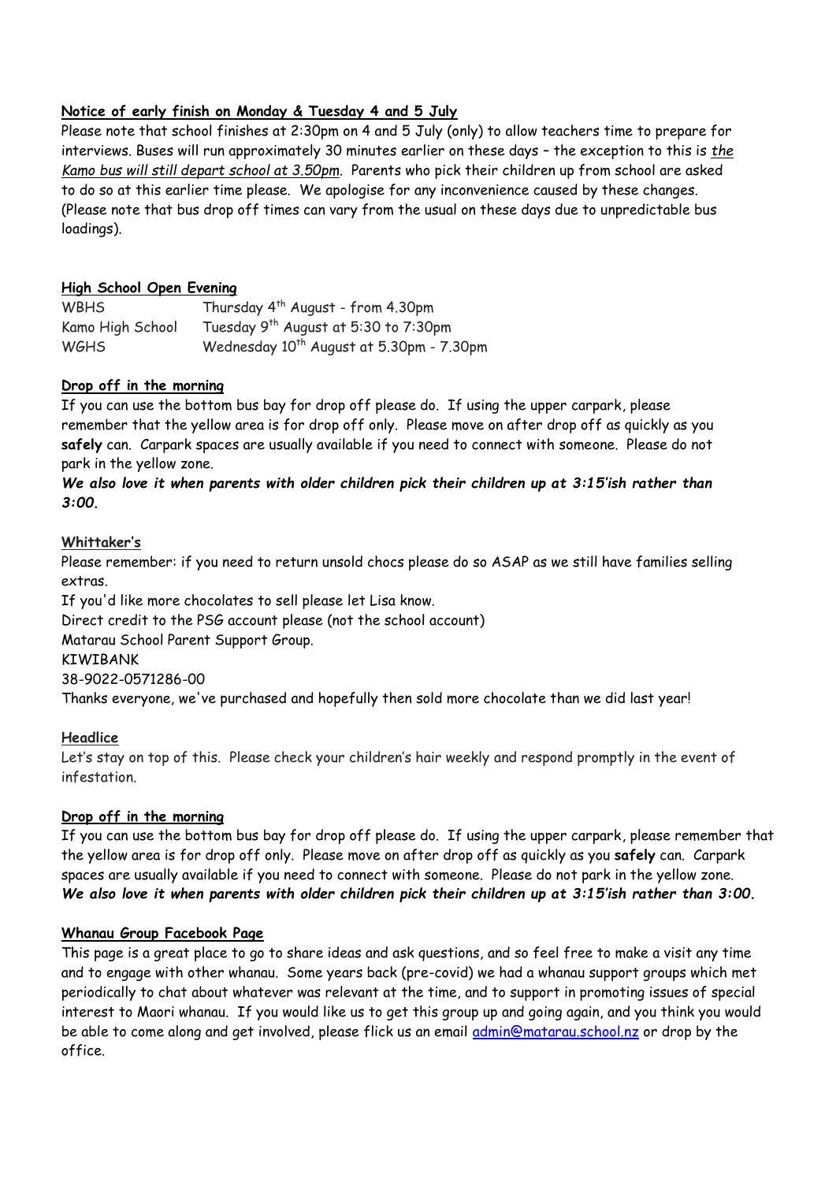**Notice of early finish on Monday & Tuesday 4 and 5 July**

Please note that school finishes at 2:30pm on 4 and 5 July (only) to allow teachers time to prepare for interviews. Buses will run approximately 30 minutes earlier on these days – the exception to this is *the Kamo bus will still depart school at 3.50pm*. Parents who pick their children up from school are asked to do so at this earlier time please. We apologise for any inconvenience caused by these changes. (Please note that bus drop off times can vary from the usual on these days due to unpredictable bus loadings).

**High School Open Evening**

| | |
|---|---|
| WBHS | Thursday 4th August - from 4.30pm |
| Kamo High School | Tuesday 9th August at 5:30 to 7:30pm |
| WGHS | Wednesday 10th August at 5.30pm - 7.30pm |

**Drop off in the morning**

If you can use the bottom bus bay for drop off please do. If using the upper carpark, please remember that the yellow area is for drop off only. Please move on after drop off as quickly as you **safely** can. Carpark spaces are usually available if you need to connect with someone. Please do not park in the yellow zone.

***We also love it when parents with older children pick their children up at 3:15'ish rather than 3:00.***

**Whittaker's**

Please remember: if you need to return unsold chocs please do so ASAP as we still have families selling extras.

If you'd like more chocolates to sell please let Lisa know.

Direct credit to the PSG account please (not the school account)

Matarau School Parent Support Group.

KIWIBANK

38-9022-0571286-00

Thanks everyone, we've purchased and hopefully then sold more chocolate than we did last year!

**Headlice**

Let's stay on top of this. Please check your children's hair weekly and respond promptly in the event of infestation.

**Drop off in the morning**

If you can use the bottom bus bay for drop off please do. If using the upper carpark, please remember that the yellow area is for drop off only. Please move on after drop off as quickly as you **safely** can. Carpark spaces are usually available if you need to connect with someone. Please do not park in the yellow zone.

***We also love it when parents with older children pick their children up at 3:15'ish rather than 3:00.***

**Whanau Group Facebook Page**

This page is a great place to go to share ideas and ask questions, and so feel free to make a visit any time and to engage with other whanau. Some years back (pre-covid) we had a whanau support groups which met periodically to chat about whatever was relevant at the time, and to support in promoting issues of special interest to Maori whanau. If you would like us to get this group up and going again, and you think you would be able to come along and get involved, please flick us an email admin@matarau.school.nz or drop by the office.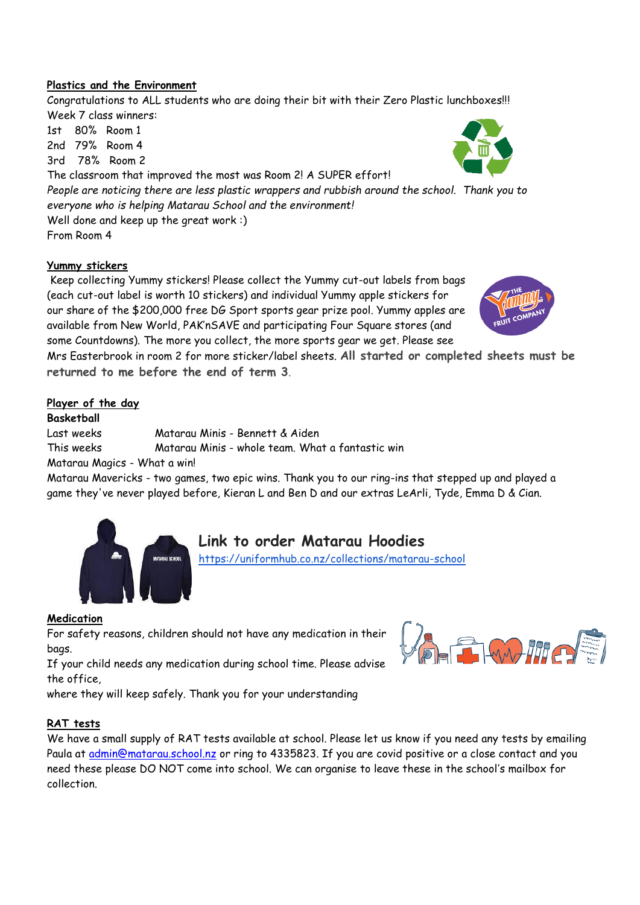**Plastics and the Environment**

Congratulations to ALL students who are doing their bit with their Zero Plastic lunchboxes!!!

Week 7 class winners:

1st 80% Room 1
2nd 79% Room 4
3rd 78% Room 2

The classroom that improved the most was Room 2! A SUPER effort!

*People are noticing there are less plastic wrappers and rubbish around the school. Thank you to everyone who is helping Matarau School and the environment!*

Well done and keep up the great work :)
From Room 4

**Yummy stickers**

Keep collecting Yummy stickers! Please collect the Yummy cut-out labels from bags (each cut-out label is worth 10 stickers) and individual Yummy apple stickers for our share of the $200,000 free DG Sport sports gear prize pool. Yummy apples are available from New World, PAK'nSAVE and participating Four Square stores (and some Countdowns). The more you collect, the more sports gear we get. Please see Mrs Easterbrook in room 2 for more sticker/label sheets. **All started or completed sheets must be returned to me before the end of term 3**.

**Player of the day**

**Basketball**

Last weeks Matarau Minis - Bennett & Aiden
This weeks Matarau Minis - whole team. What a fantastic win
Matarau Magics - What a win!
Matarau Mavericks - two games, two epic wins. Thank you to our ring-ins that stepped up and played a game they've never played before, Kieran L and Ben D and our extras LeArli, Tyde, Emma D & Cian.

## Link to order Matarau Hoodies

https://uniformhub.co.nz/collections/matarau-school

**Medication**

For safety reasons, children should not have any medication in their bags.

If your child needs any medication during school time. Please advise the office,

where they will keep safely. Thank you for your understanding

**RAT tests**

We have a small supply of RAT tests available at school. Please let us know if you need any tests by emailing Paula at admin@matarau.school.nz or ring to 4335823. If you are covid positive or a close contact and you need these please DO NOT come into school. We can organise to leave these in the school's mailbox for collection.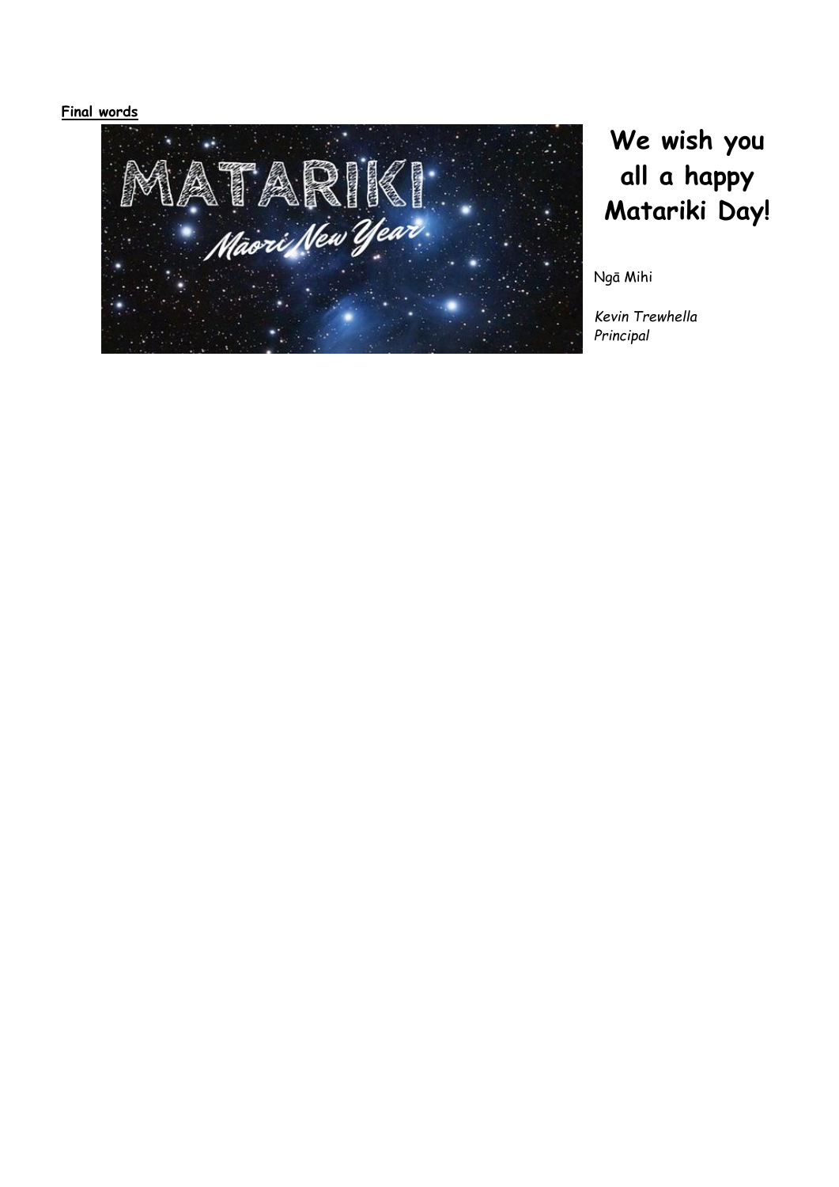**Final words**

# We wish you all a happy Matariki Day!

Ngā Mihi

*Kevin Trewhella*
*Principal*